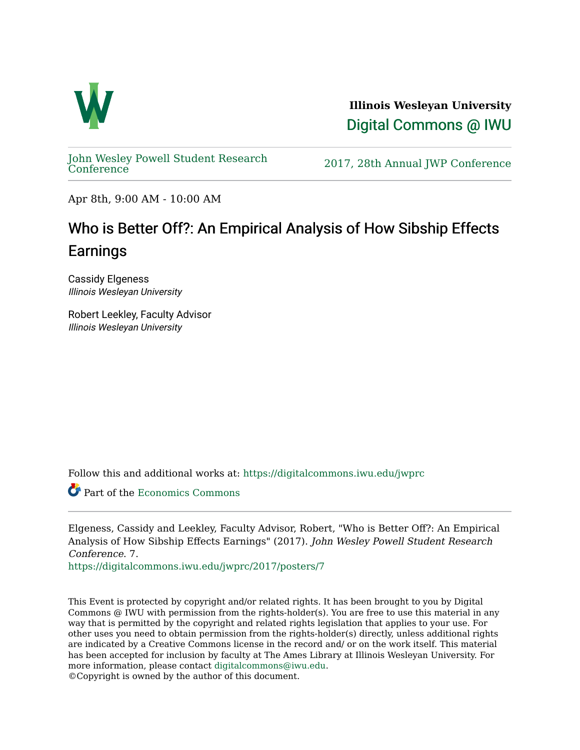Illinois Wesleyan University

Digital Commons @ IWU

John Wesley Powell Student Research Conference

2017, 28th Annual JWP Conference

Apr 8th, 9:00 AM - 10:00 AM

# Who is Better Off?: An Empirical Analysis of How Sibship Effects Earnings

Cassidy Elgeness
*Illinois Wesleyan University*

Robert Leekley, Faculty Advisor
*Illinois Wesleyan University*

Follow this and additional works at: https://digitalcommons.iwu.edu/jwprc

Part of the Economics Commons

Elgeness, Cassidy and Leekley, Faculty Advisor, Robert, "Who is Better Off?: An Empirical Analysis of How Sibship Effects Earnings" (2017). *John Wesley Powell Student Research Conference*. 7.
https://digitalcommons.iwu.edu/jwprc/2017/posters/7

This Event is protected by copyright and/or related rights. It has been brought to you by Digital Commons @ IWU with permission from the rights-holder(s). You are free to use this material in any way that is permitted by the copyright and related rights legislation that applies to your use. For other uses you need to obtain permission from the rights-holder(s) directly, unless additional rights are indicated by a Creative Commons license in the record and/ or on the work itself. This material has been accepted for inclusion by faculty at The Ames Library at Illinois Wesleyan University. For more information, please contact digitalcommons@iwu.edu.
©Copyright is owned by the author of this document.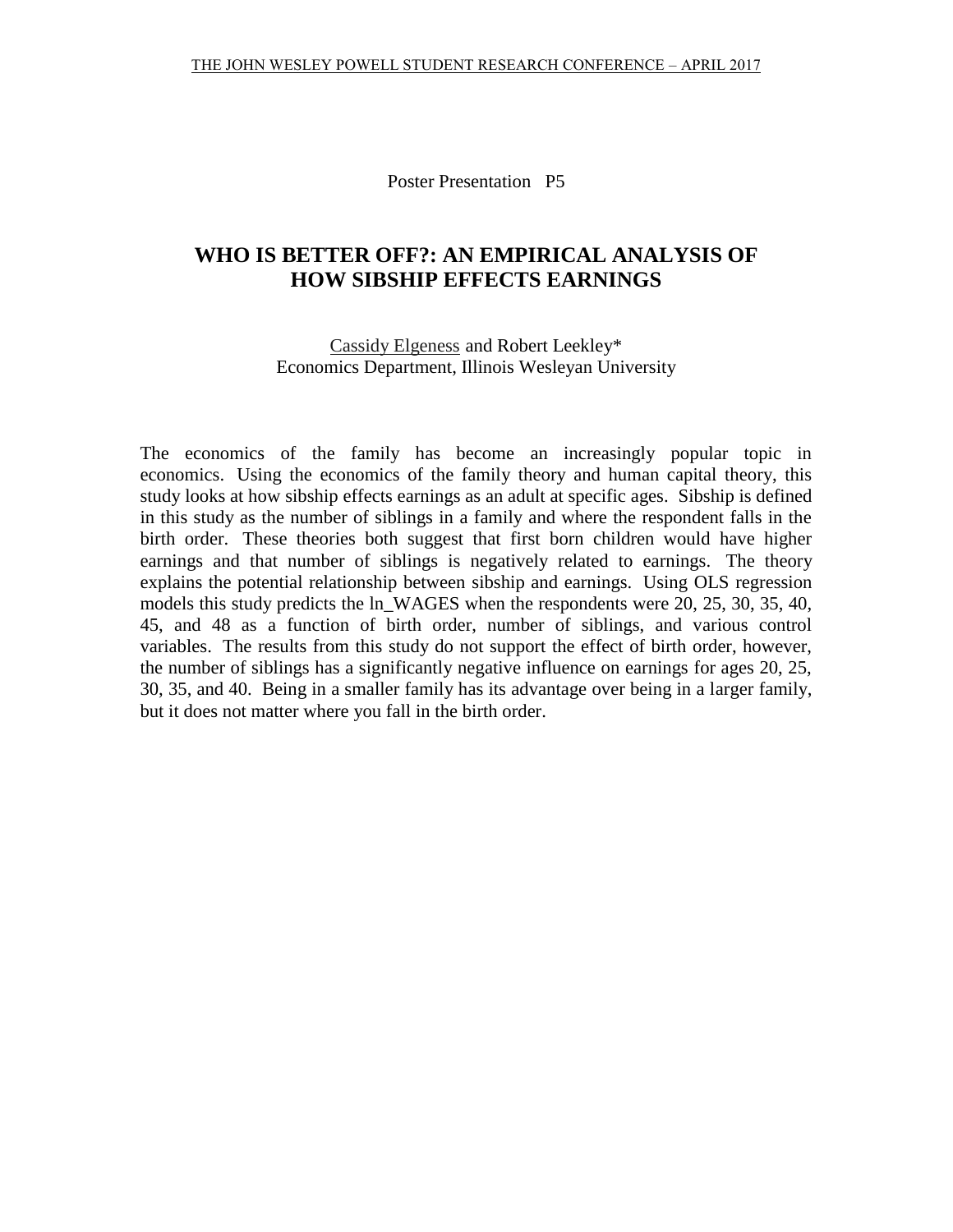Poster Presentation P5

# WHO IS BETTER OFF?: AN EMPIRICAL ANALYSIS OF HOW SIBSHIP EFFECTS EARNINGS

Cassidy Elgeness and Robert Leekley*
Economics Department, Illinois Wesleyan University

The economics of the family has become an increasingly popular topic in economics. Using the economics of the family theory and human capital theory, this study looks at how sibship effects earnings as an adult at specific ages. Sibship is defined in this study as the number of siblings in a family and where the respondent falls in the birth order. These theories both suggest that first born children would have higher earnings and that number of siblings is negatively related to earnings. The theory explains the potential relationship between sibship and earnings. Using OLS regression models this study predicts the ln_WAGES when the respondents were 20, 25, 30, 35, 40, 45, and 48 as a function of birth order, number of siblings, and various control variables. The results from this study do not support the effect of birth order, however, the number of siblings has a significantly negative influence on earnings for ages 20, 25, 30, 35, and 40. Being in a smaller family has its advantage over being in a larger family, but it does not matter where you fall in the birth order.